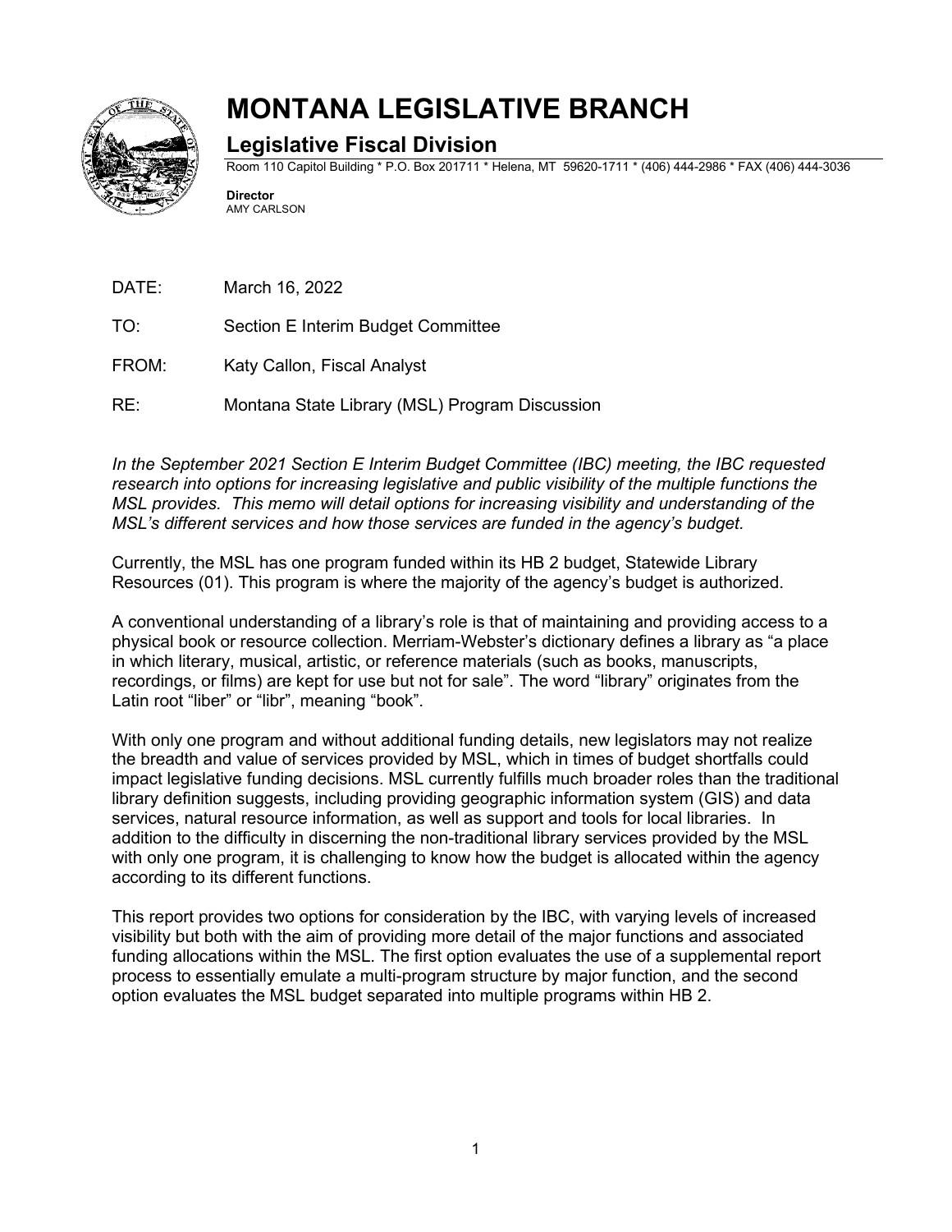# MONTANA LEGISLATIVE BRANCH

## Legislative Fiscal Division

Room 110 Capitol Building * P.O. Box 201711 * Helena, MT 59620-1711 * (406) 444-2986 * FAX (406) 444-3036

**Director**
AMY CARLSON

DATE: March 16, 2022

TO: Section E Interim Budget Committee

FROM: Katy Callon, Fiscal Analyst

RE: Montana State Library (MSL) Program Discussion

*In the September 2021 Section E Interim Budget Committee (IBC) meeting, the IBC requested research into options for increasing legislative and public visibility of the multiple functions the MSL provides. This memo will detail options for increasing visibility and understanding of the MSL's different services and how those services are funded in the agency's budget.*

Currently, the MSL has one program funded within its HB 2 budget, Statewide Library Resources (01). This program is where the majority of the agency's budget is authorized.

A conventional understanding of a library's role is that of maintaining and providing access to a physical book or resource collection. Merriam-Webster's dictionary defines a library as "a place in which literary, musical, artistic, or reference materials (such as books, manuscripts, recordings, or films) are kept for use but not for sale". The word "library" originates from the Latin root "liber" or "libr", meaning "book".

With only one program and without additional funding details, new legislators may not realize the breadth and value of services provided by MSL, which in times of budget shortfalls could impact legislative funding decisions. MSL currently fulfills much broader roles than the traditional library definition suggests, including providing geographic information system (GIS) and data services, natural resource information, as well as support and tools for local libraries. In addition to the difficulty in discerning the non-traditional library services provided by the MSL with only one program, it is challenging to know how the budget is allocated within the agency according to its different functions.

This report provides two options for consideration by the IBC, with varying levels of increased visibility but both with the aim of providing more detail of the major functions and associated funding allocations within the MSL. The first option evaluates the use of a supplemental report process to essentially emulate a multi-program structure by major function, and the second option evaluates the MSL budget separated into multiple programs within HB 2.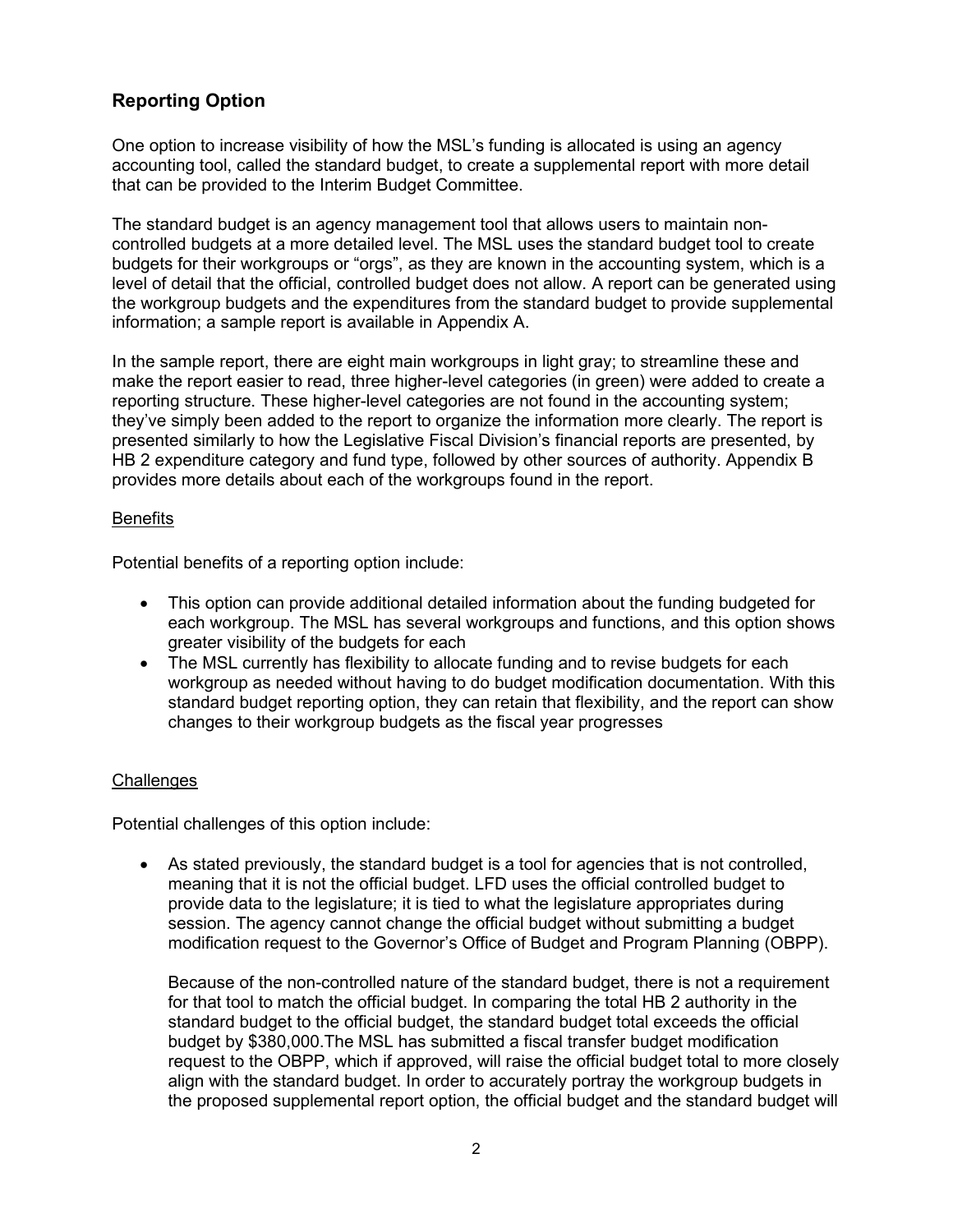## Reporting Option

One option to increase visibility of how the MSL's funding is allocated is using an agency accounting tool, called the standard budget, to create a supplemental report with more detail that can be provided to the Interim Budget Committee.

The standard budget is an agency management tool that allows users to maintain non-controlled budgets at a more detailed level. The MSL uses the standard budget tool to create budgets for their workgroups or "orgs", as they are known in the accounting system, which is a level of detail that the official, controlled budget does not allow. A report can be generated using the workgroup budgets and the expenditures from the standard budget to provide supplemental information; a sample report is available in Appendix A.

In the sample report, there are eight main workgroups in light gray; to streamline these and make the report easier to read, three higher-level categories (in green) were added to create a reporting structure. These higher-level categories are not found in the accounting system; they've simply been added to the report to organize the information more clearly. The report is presented similarly to how the Legislative Fiscal Division's financial reports are presented, by HB 2 expenditure category and fund type, followed by other sources of authority. Appendix B provides more details about each of the workgroups found in the report.

Benefits

Potential benefits of a reporting option include:

- This option can provide additional detailed information about the funding budgeted for each workgroup. The MSL has several workgroups and functions, and this option shows greater visibility of the budgets for each
- The MSL currently has flexibility to allocate funding and to revise budgets for each workgroup as needed without having to do budget modification documentation. With this standard budget reporting option, they can retain that flexibility, and the report can show changes to their workgroup budgets as the fiscal year progresses

Challenges

Potential challenges of this option include:

- As stated previously, the standard budget is a tool for agencies that is not controlled, meaning that it is not the official budget. LFD uses the official controlled budget to provide data to the legislature; it is tied to what the legislature appropriates during session. The agency cannot change the official budget without submitting a budget modification request to the Governor's Office of Budget and Program Planning (OBPP).

  Because of the non-controlled nature of the standard budget, there is not a requirement for that tool to match the official budget. In comparing the total HB 2 authority in the standard budget to the official budget, the standard budget total exceeds the official budget by $380,000.The MSL has submitted a fiscal transfer budget modification request to the OBPP, which if approved, will raise the official budget total to more closely align with the standard budget. In order to accurately portray the workgroup budgets in the proposed supplemental report option, the official budget and the standard budget will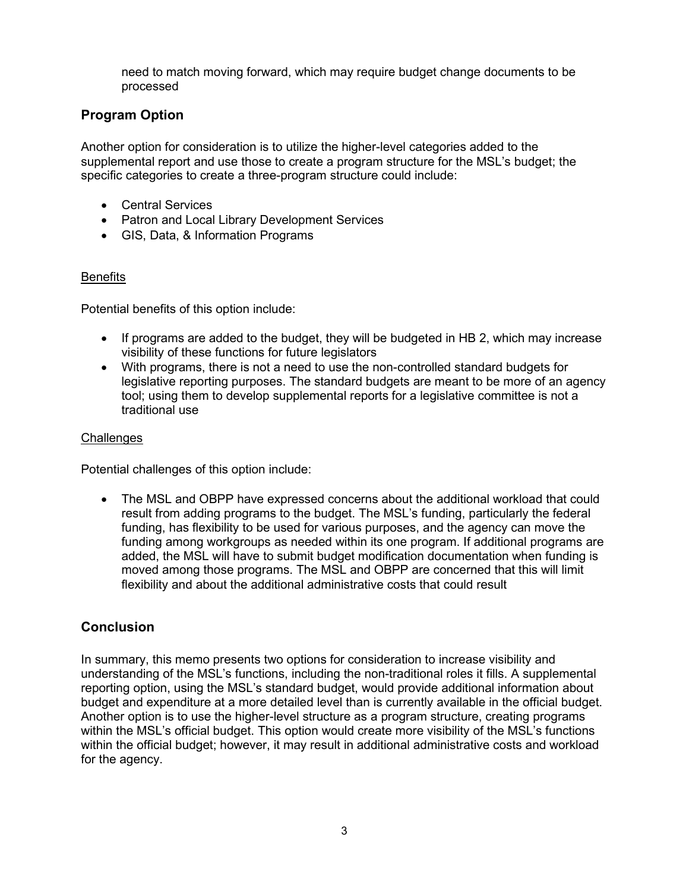need to match moving forward, which may require budget change documents to be processed

## Program Option

Another option for consideration is to utilize the higher-level categories added to the supplemental report and use those to create a program structure for the MSL's budget; the specific categories to create a three-program structure could include:

- Central Services
- Patron and Local Library Development Services
- GIS, Data, & Information Programs

### Benefits

Potential benefits of this option include:

- If programs are added to the budget, they will be budgeted in HB 2, which may increase visibility of these functions for future legislators
- With programs, there is not a need to use the non-controlled standard budgets for legislative reporting purposes. The standard budgets are meant to be more of an agency tool; using them to develop supplemental reports for a legislative committee is not a traditional use

### Challenges

Potential challenges of this option include:

- The MSL and OBPP have expressed concerns about the additional workload that could result from adding programs to the budget. The MSL's funding, particularly the federal funding, has flexibility to be used for various purposes, and the agency can move the funding among workgroups as needed within its one program. If additional programs are added, the MSL will have to submit budget modification documentation when funding is moved among those programs. The MSL and OBPP are concerned that this will limit flexibility and about the additional administrative costs that could result

## Conclusion

In summary, this memo presents two options for consideration to increase visibility and understanding of the MSL's functions, including the non-traditional roles it fills. A supplemental reporting option, using the MSL's standard budget, would provide additional information about budget and expenditure at a more detailed level than is currently available in the official budget. Another option is to use the higher-level structure as a program structure, creating programs within the MSL's official budget. This option would create more visibility of the MSL's functions within the official budget; however, it may result in additional administrative costs and workload for the agency.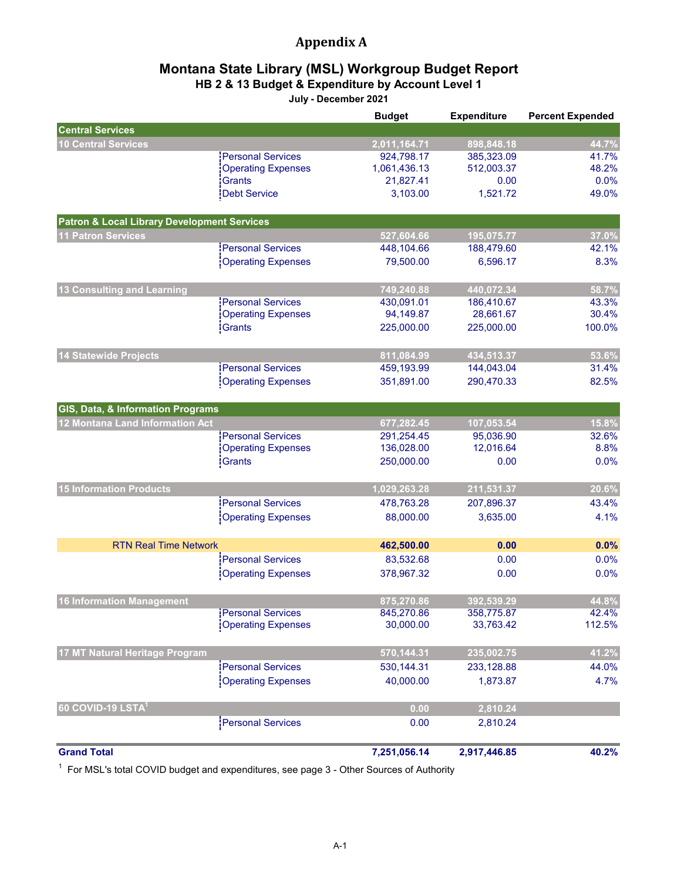# Appendix A

## Montana State Library (MSL) Workgroup Budget Report

### HB 2 & 13 Budget & Expenditure by Account Level 1

**July - December 2021**

| | | Budget | Expenditure | Percent Expended |
|---|---|---|---|---|
| **Central Services** | | | | |
| **10 Central Services** | | **2,011,164.71** | **898,848.18** | **44.7%** |
| | Personal Services | 924,798.17 | 385,323.09 | 41.7% |
| | Operating Expenses | 1,061,436.13 | 512,003.37 | 48.2% |
| | Grants | 21,827.41 | 0.00 | 0.0% |
| | Debt Service | 3,103.00 | 1,521.72 | 49.0% |
| **Patron & Local Library Development Services** | | | | |
| **11 Patron Services** | | **527,604.66** | **195,075.77** | **37.0%** |
| | Personal Services | 448,104.66 | 188,479.60 | 42.1% |
| | Operating Expenses | 79,500.00 | 6,596.17 | 8.3% |
| **13 Consulting and Learning** | | **749,240.88** | **440,072.34** | **58.7%** |
| | Personal Services | 430,091.01 | 186,410.67 | 43.3% |
| | Operating Expenses | 94,149.87 | 28,661.67 | 30.4% |
| | Grants | 225,000.00 | 225,000.00 | 100.0% |
| **14 Statewide Projects** | | **811,084.99** | **434,513.37** | **53.6%** |
| | Personal Services | 459,193.99 | 144,043.04 | 31.4% |
| | Operating Expenses | 351,891.00 | 290,470.33 | 82.5% |
| **GIS, Data, & Information Programs** | | | | |
| **12 Montana Land Information Act** | | **677,282.45** | **107,053.54** | **15.8%** |
| | Personal Services | 291,254.45 | 95,036.90 | 32.6% |
| | Operating Expenses | 136,028.00 | 12,016.64 | 8.8% |
| | Grants | 250,000.00 | 0.00 | 0.0% |
| **15 Information Products** | | **1,029,263.28** | **211,531.37** | **20.6%** |
| | Personal Services | 478,763.28 | 207,896.37 | 43.4% |
| | Operating Expenses | 88,000.00 | 3,635.00 | 4.1% |
| RTN Real Time Network | | **462,500.00** | **0.00** | **0.0%** |
| | Personal Services | 83,532.68 | 0.00 | 0.0% |
| | Operating Expenses | 378,967.32 | 0.00 | 0.0% |
| **16 Information Management** | | **875,270.86** | **392,539.29** | **44.8%** |
| | Personal Services | 845,270.86 | 358,775.87 | 42.4% |
| | Operating Expenses | 30,000.00 | 33,763.42 | 112.5% |
| **17 MT Natural Heritage Program** | | **570,144.31** | **235,002.75** | **41.2%** |
| | Personal Services | 530,144.31 | 233,128.88 | 44.0% |
| | Operating Expenses | 40,000.00 | 1,873.87 | 4.7% |
| **60 COVID-19 LSTA**[1] | | **0.00** | **2,810.24** | |
| | Personal Services | 0.00 | 2,810.24 | |
| **Grand Total** | | **7,251,056.14** | **2,917,446.85** | **40.2%** |

[1] For MSL's total COVID budget and expenditures, see page 3 - Other Sources of Authority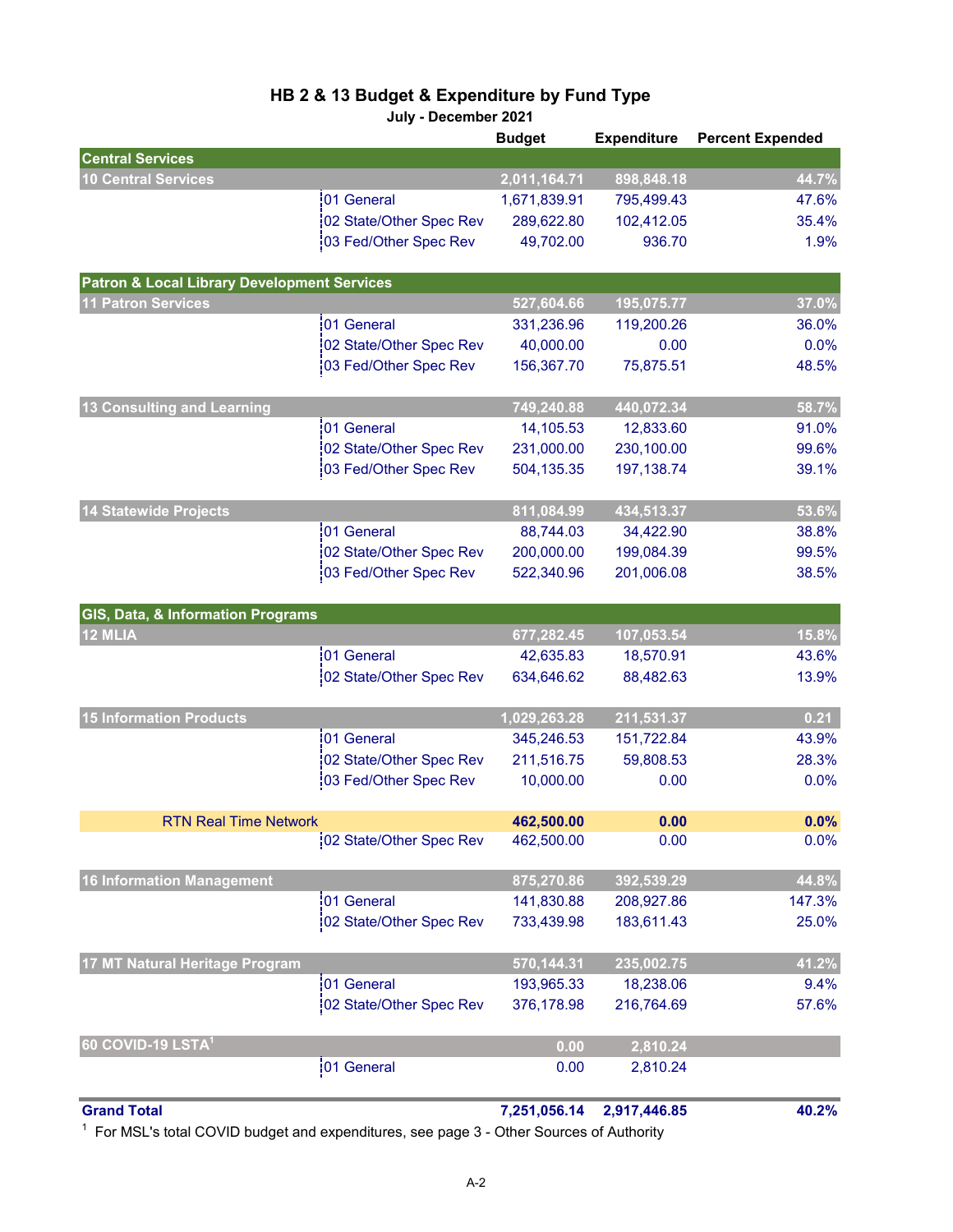# HB 2 & 13 Budget & Expenditure by Fund Type

**July - December 2021**

| | | Budget | Expenditure | Percent Expended |
|---|---|---|---|---|
| **Central Services** | | | | |
| **10 Central Services** | | **2,011,164.71** | **898,848.18** | **44.7%** |
| | 01 General | 1,671,839.91 | 795,499.43 | 47.6% |
| | 02 State/Other Spec Rev | 289,622.80 | 102,412.05 | 35.4% |
| | 03 Fed/Other Spec Rev | 49,702.00 | 936.70 | 1.9% |
| **Patron & Local Library Development Services** | | | | |
| **11 Patron Services** | | **527,604.66** | **195,075.77** | **37.0%** |
| | 01 General | 331,236.96 | 119,200.26 | 36.0% |
| | 02 State/Other Spec Rev | 40,000.00 | 0.00 | 0.0% |
| | 03 Fed/Other Spec Rev | 156,367.70 | 75,875.51 | 48.5% |
| **13 Consulting and Learning** | | **749,240.88** | **440,072.34** | **58.7%** |
| | 01 General | 14,105.53 | 12,833.60 | 91.0% |
| | 02 State/Other Spec Rev | 231,000.00 | 230,100.00 | 99.6% |
| | 03 Fed/Other Spec Rev | 504,135.35 | 197,138.74 | 39.1% |
| **14 Statewide Projects** | | **811,084.99** | **434,513.37** | **53.6%** |
| | 01 General | 88,744.03 | 34,422.90 | 38.8% |
| | 02 State/Other Spec Rev | 200,000.00 | 199,084.39 | 99.5% |
| | 03 Fed/Other Spec Rev | 522,340.96 | 201,006.08 | 38.5% |
| **GIS, Data, & Information Programs** | | | | |
| **12 MLIA** | | **677,282.45** | **107,053.54** | **15.8%** |
| | 01 General | 42,635.83 | 18,570.91 | 43.6% |
| | 02 State/Other Spec Rev | 634,646.62 | 88,482.63 | 13.9% |
| **15 Information Products** | | **1,029,263.28** | **211,531.37** | **0.21** |
| | 01 General | 345,246.53 | 151,722.84 | 43.9% |
| | 02 State/Other Spec Rev | 211,516.75 | 59,808.53 | 28.3% |
| | 03 Fed/Other Spec Rev | 10,000.00 | 0.00 | 0.0% |
| RTN Real Time Network | | **462,500.00** | **0.00** | **0.0%** |
| | 02 State/Other Spec Rev | 462,500.00 | 0.00 | 0.0% |
| **16 Information Management** | | **875,270.86** | **392,539.29** | **44.8%** |
| | 01 General | 141,830.88 | 208,927.86 | 147.3% |
| | 02 State/Other Spec Rev | 733,439.98 | 183,611.43 | 25.0% |
| **17 MT Natural Heritage Program** | | **570,144.31** | **235,002.75** | **41.2%** |
| | 01 General | 193,965.33 | 18,238.06 | 9.4% |
| | 02 State/Other Spec Rev | 376,178.98 | 216,764.69 | 57.6% |
| **60 COVID-19 LSTA[1]** | | **0.00** | **2,810.24** | |
| | 01 General | 0.00 | 2,810.24 | |
| **Grand Total** | | **7,251,056.14** | **2,917,446.85** | **40.2%** |

[1] For MSL's total COVID budget and expenditures, see page 3 - Other Sources of Authority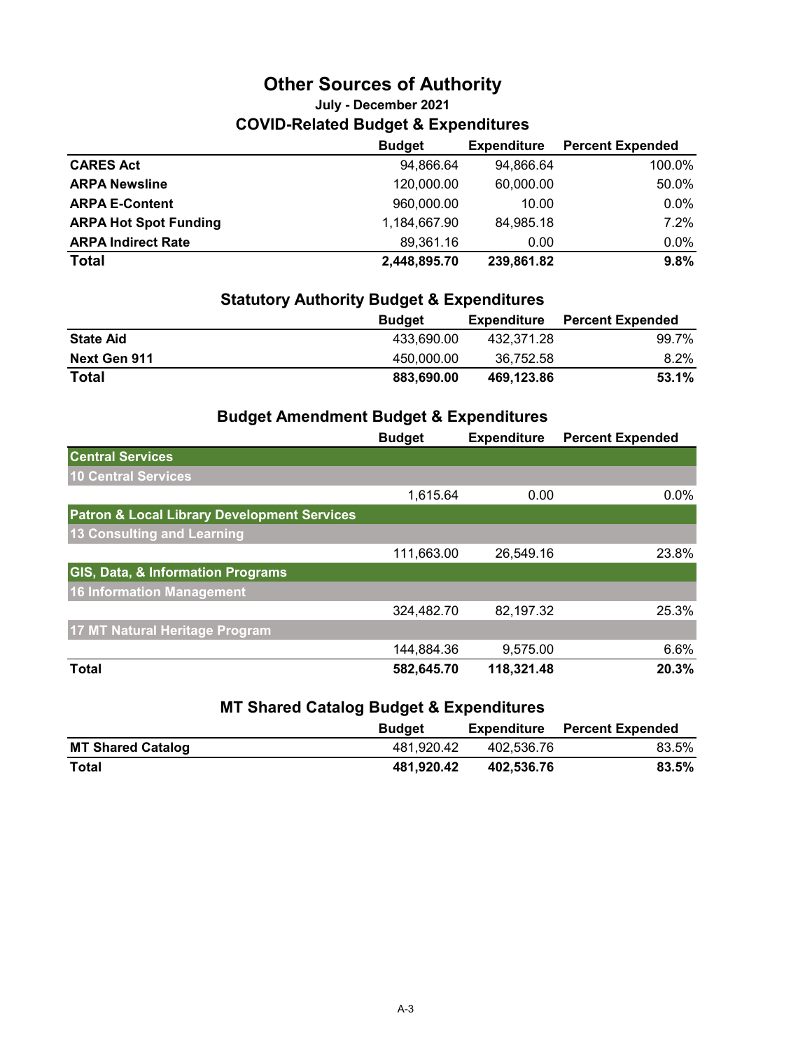# Other Sources of Authority

### July - December 2021

## COVID-Related Budget & Expenditures

| | Budget | Expenditure | Percent Expended |
|---|---|---|---|
| **CARES Act** | 94,866.64 | 94,866.64 | 100.0% |
| **ARPA Newsline** | 120,000.00 | 60,000.00 | 50.0% |
| **ARPA E-Content** | 960,000.00 | 10.00 | 0.0% |
| **ARPA Hot Spot Funding** | 1,184,667.90 | 84,985.18 | 7.2% |
| **ARPA Indirect Rate** | 89,361.16 | 0.00 | 0.0% |
| **Total** | **2,448,895.70** | **239,861.82** | **9.8%** |

## Statutory Authority Budget & Expenditures

| | Budget | Expenditure | Percent Expended |
|---|---|---|---|
| **State Aid** | 433,690.00 | 432,371.28 | 99.7% |
| **Next Gen 911** | 450,000.00 | 36,752.58 | 8.2% |
| **Total** | **883,690.00** | **469,123.86** | **53.1%** |

## Budget Amendment Budget & Expenditures

| | Budget | Expenditure | Percent Expended |
|---|---|---|---|
| **Central Services** | | | |
| **10 Central Services** | | | |
| | 1,615.64 | 0.00 | 0.0% |
| **Patron & Local Library Development Services** | | | |
| **13 Consulting and Learning** | | | |
| | 111,663.00 | 26,549.16 | 23.8% |
| **GIS, Data, & Information Programs** | | | |
| **16 Information Management** | | | |
| | 324,482.70 | 82,197.32 | 25.3% |
| **17 MT Natural Heritage Program** | | | |
| | 144,884.36 | 9,575.00 | 6.6% |
| **Total** | **582,645.70** | **118,321.48** | **20.3%** |

## MT Shared Catalog Budget & Expenditures

| | Budget | Expenditure | Percent Expended |
|---|---|---|---|
| **MT Shared Catalog** | 481,920.42 | 402,536.76 | 83.5% |
| **Total** | **481,920.42** | **402,536.76** | **83.5%** |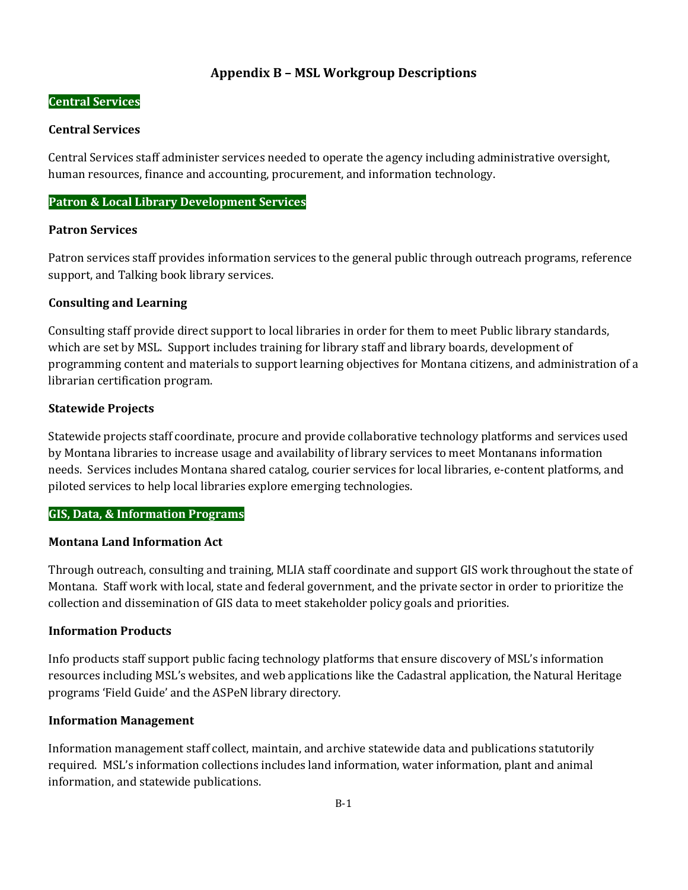# Appendix B – MSL Workgroup Descriptions

## Central Services

### Central Services

Central Services staff administer services needed to operate the agency including administrative oversight, human resources, finance and accounting, procurement, and information technology.

## Patron & Local Library Development Services

### Patron Services

Patron services staff provides information services to the general public through outreach programs, reference support, and Talking book library services.

### Consulting and Learning

Consulting staff provide direct support to local libraries in order for them to meet Public library standards, which are set by MSL. Support includes training for library staff and library boards, development of programming content and materials to support learning objectives for Montana citizens, and administration of a librarian certification program.

### Statewide Projects

Statewide projects staff coordinate, procure and provide collaborative technology platforms and services used by Montana libraries to increase usage and availability of library services to meet Montanans information needs. Services includes Montana shared catalog, courier services for local libraries, e-content platforms, and piloted services to help local libraries explore emerging technologies.

## GIS, Data, & Information Programs

### Montana Land Information Act

Through outreach, consulting and training, MLIA staff coordinate and support GIS work throughout the state of Montana. Staff work with local, state and federal government, and the private sector in order to prioritize the collection and dissemination of GIS data to meet stakeholder policy goals and priorities.

### Information Products

Info products staff support public facing technology platforms that ensure discovery of MSL's information resources including MSL's websites, and web applications like the Cadastral application, the Natural Heritage programs 'Field Guide' and the ASPeN library directory.

### Information Management

Information management staff collect, maintain, and archive statewide data and publications statutorily required. MSL's information collections includes land information, water information, plant and animal information, and statewide publications.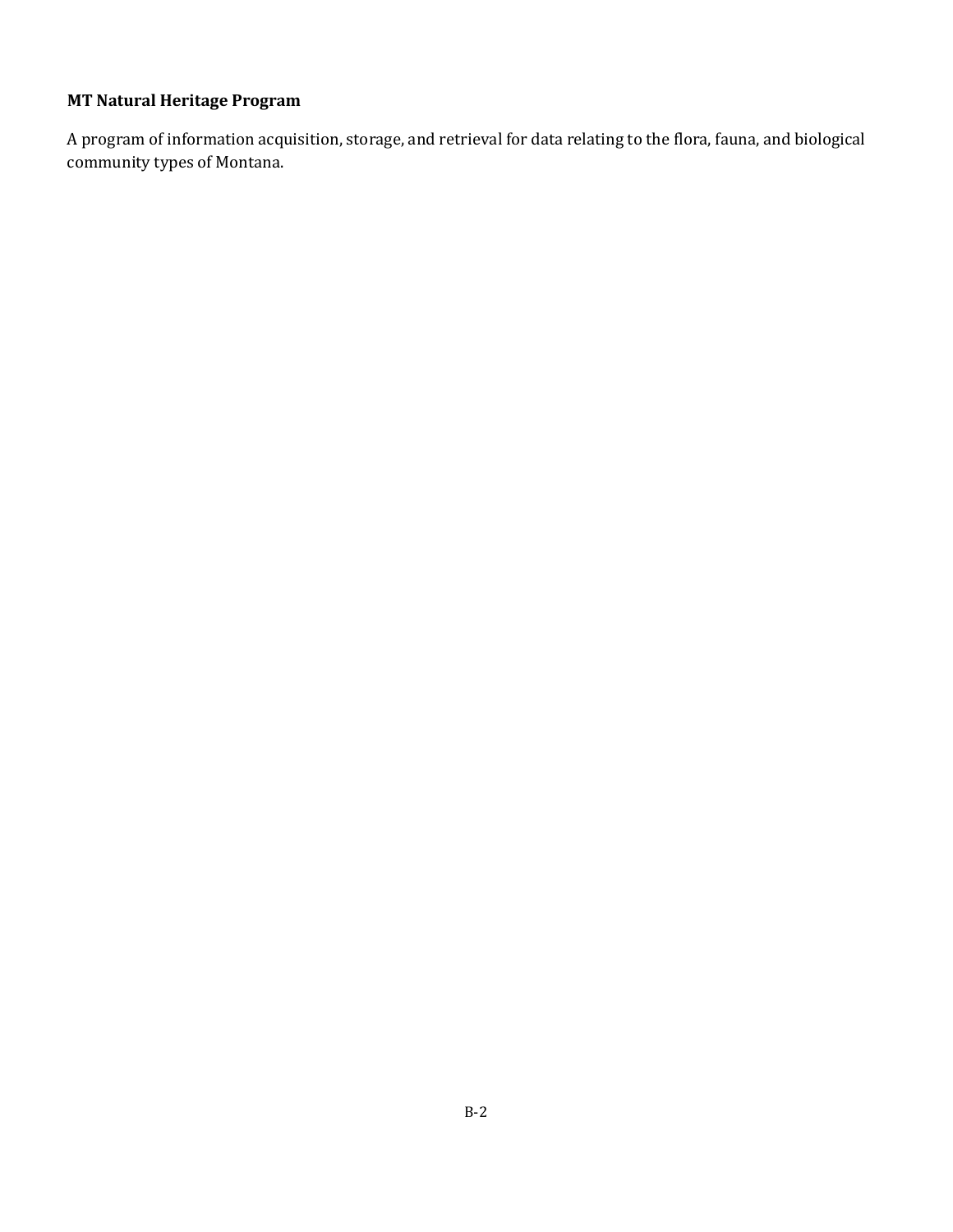**MT Natural Heritage Program**

A program of information acquisition, storage, and retrieval for data relating to the flora, fauna, and biological community types of Montana.